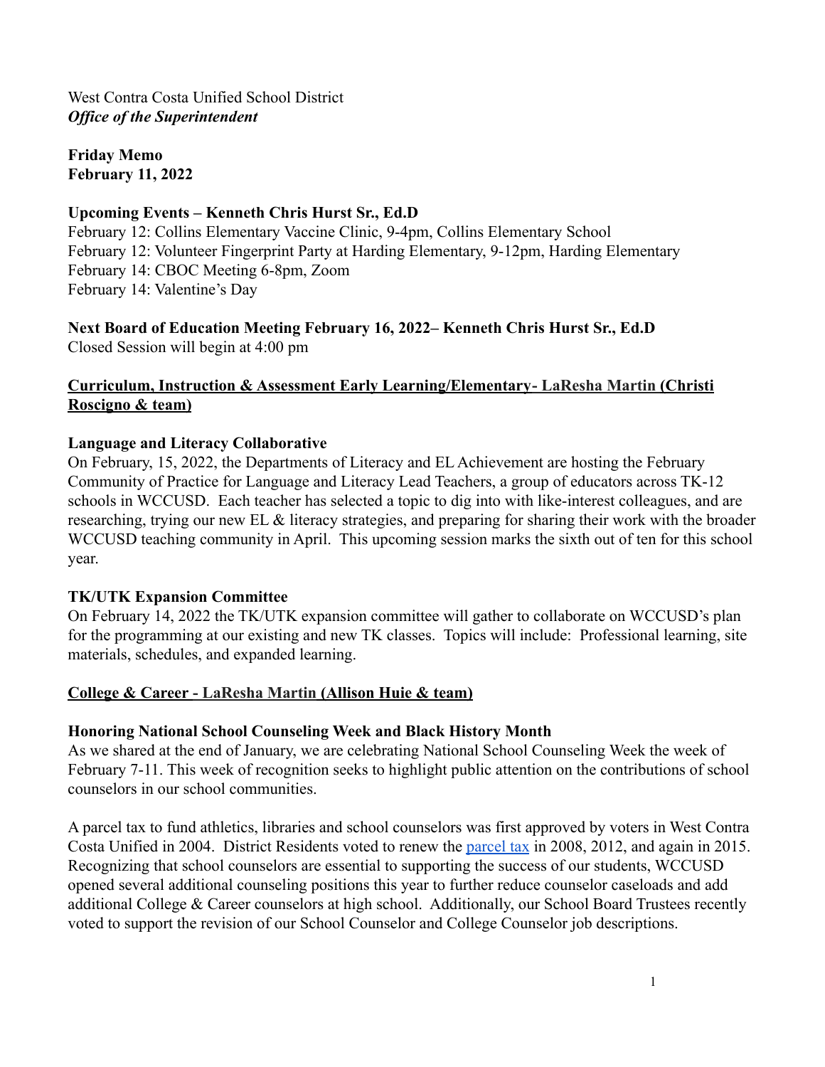West Contra Costa Unified School District
***Office of the Superintendent***

**Friday Memo**
**February 11, 2022**

**Upcoming Events – Kenneth Chris Hurst Sr., Ed.D**
February 12: Collins Elementary Vaccine Clinic, 9-4pm, Collins Elementary School
February 12: Volunteer Fingerprint Party at Harding Elementary, 9-12pm, Harding Elementary
February 14: CBOC Meeting 6-8pm, Zoom
February 14: Valentine's Day

**Next Board of Education Meeting February 16, 2022– Kenneth Chris Hurst Sr., Ed.D**
Closed Session will begin at 4:00 pm

## Curriculum, Instruction & Assessment Early Learning/Elementary- LaResha Martin (Christi Roscigno & team)

**Language and Literacy Collaborative**
On February, 15, 2022, the Departments of Literacy and EL Achievement are hosting the February Community of Practice for Language and Literacy Lead Teachers, a group of educators across TK-12 schools in WCCUSD. Each teacher has selected a topic to dig into with like-interest colleagues, and are researching, trying our new EL & literacy strategies, and preparing for sharing their work with the broader WCCUSD teaching community in April. This upcoming session marks the sixth out of ten for this school year.

**TK/UTK Expansion Committee**
On February 14, 2022 the TK/UTK expansion committee will gather to collaborate on WCCUSD's plan for the programming at our existing and new TK classes. Topics will include: Professional learning, site materials, schedules, and expanded learning.

## College & Career - LaResha Martin (Allison Huie & team)

**Honoring National School Counseling Week and Black History Month**
As we shared at the end of January, we are celebrating National School Counseling Week the week of February 7-11. This week of recognition seeks to highlight public attention on the contributions of school counselors in our school communities.

A parcel tax to fund athletics, libraries and school counselors was first approved by voters in West Contra Costa Unified in 2004. District Residents voted to renew the parcel tax in 2008, 2012, and again in 2015. Recognizing that school counselors are essential to supporting the success of our students, WCCUSD opened several additional counseling positions this year to further reduce counselor caseloads and add additional College & Career counselors at high school. Additionally, our School Board Trustees recently voted to support the revision of our School Counselor and College Counselor job descriptions.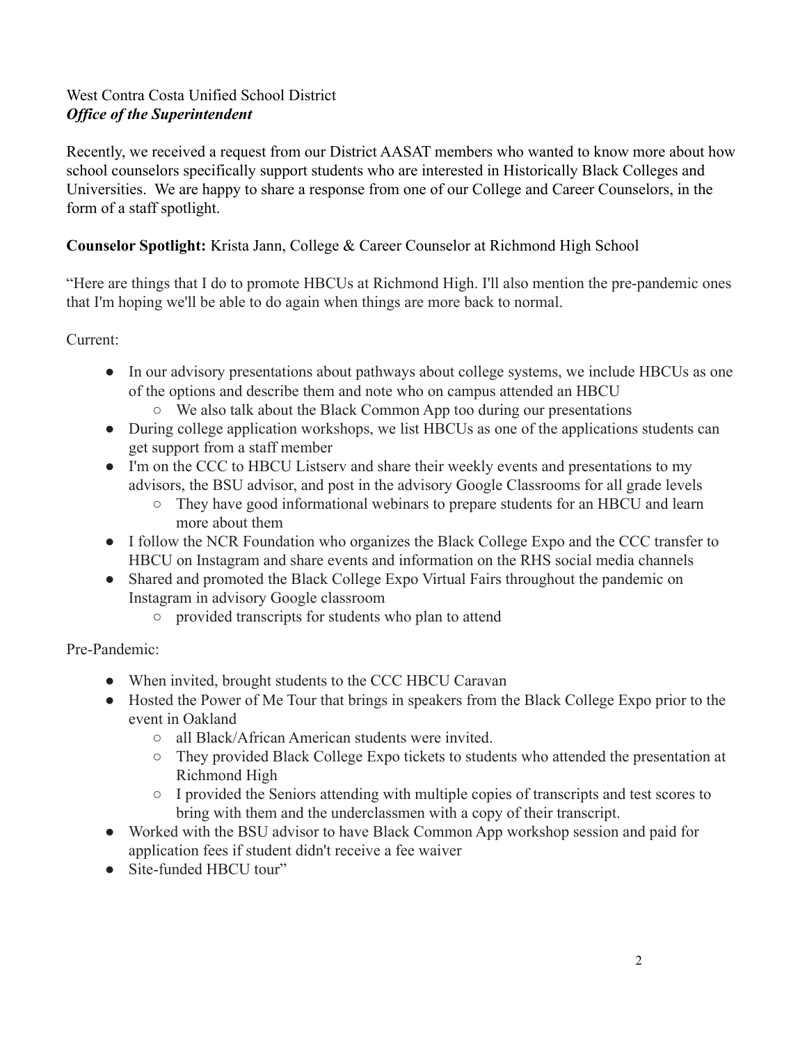West Contra Costa Unified School District
***Office of the Superintendent***

Recently, we received a request from our District AASAT members who wanted to know more about how school counselors specifically support students who are interested in Historically Black Colleges and Universities. We are happy to share a response from one of our College and Career Counselors, in the form of a staff spotlight.

**Counselor Spotlight:** Krista Jann, College & Career Counselor at Richmond High School

"Here are things that I do to promote HBCUs at Richmond High. I'll also mention the pre-pandemic ones that I'm hoping we'll be able to do again when things are more back to normal.

Current:

- In our advisory presentations about pathways about college systems, we include HBCUs as one of the options and describe them and note who on campus attended an HBCU
  - We also talk about the Black Common App too during our presentations
- During college application workshops, we list HBCUs as one of the applications students can get support from a staff member
- I'm on the CCC to HBCU Listserv and share their weekly events and presentations to my advisors, the BSU advisor, and post in the advisory Google Classrooms for all grade levels
  - They have good informational webinars to prepare students for an HBCU and learn more about them
- I follow the NCR Foundation who organizes the Black College Expo and the CCC transfer to HBCU on Instagram and share events and information on the RHS social media channels
- Shared and promoted the Black College Expo Virtual Fairs throughout the pandemic on Instagram in advisory Google classroom
  - provided transcripts for students who plan to attend

Pre-Pandemic:

- When invited, brought students to the CCC HBCU Caravan
- Hosted the Power of Me Tour that brings in speakers from the Black College Expo prior to the event in Oakland
  - all Black/African American students were invited.
  - They provided Black College Expo tickets to students who attended the presentation at Richmond High
  - I provided the Seniors attending with multiple copies of transcripts and test scores to bring with them and the underclassmen with a copy of their transcript.
- Worked with the BSU advisor to have Black Common App workshop session and paid for application fees if student didn't receive a fee waiver
- Site-funded HBCU tour"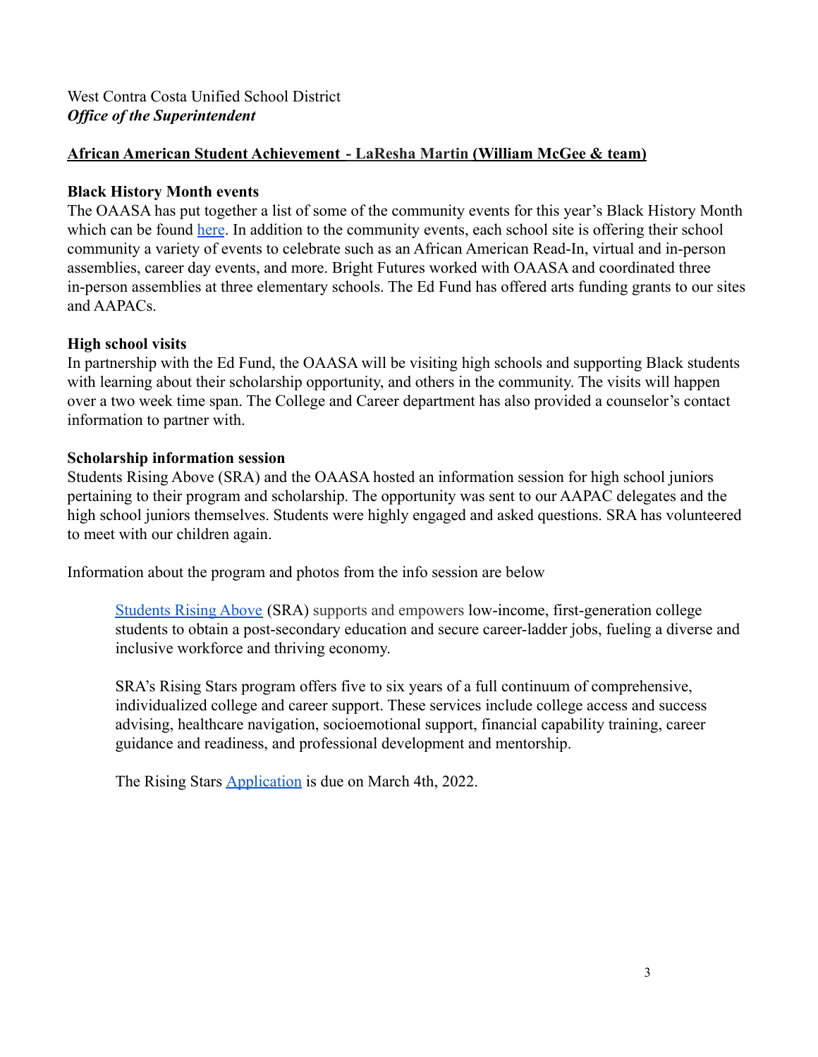West Contra Costa Unified School District
***Office of the Superintendent***

**African American Student Achievement - LaResha Martin (William McGee & team)**

**Black History Month events**

The OAASA has put together a list of some of the community events for this year's Black History Month which can be found here. In addition to the community events, each school site is offering their school community a variety of events to celebrate such as an African American Read-In, virtual and in-person assemblies, career day events, and more. Bright Futures worked with OAASA and coordinated three in-person assemblies at three elementary schools. The Ed Fund has offered arts funding grants to our sites and AAPACs.

**High school visits**

In partnership with the Ed Fund, the OAASA will be visiting high schools and supporting Black students with learning about their scholarship opportunity, and others in the community. The visits will happen over a two week time span. The College and Career department has also provided a counselor's contact information to partner with.

**Scholarship information session**

Students Rising Above (SRA) and the OAASA hosted an information session for high school juniors pertaining to their program and scholarship. The opportunity was sent to our AAPAC delegates and the high school juniors themselves. Students were highly engaged and asked questions. SRA has volunteered to meet with our children again.

Information about the program and photos from the info session are below

> Students Rising Above (SRA) supports and empowers low-income, first-generation college students to obtain a post-secondary education and secure career-ladder jobs, fueling a diverse and inclusive workforce and thriving economy.
>
> SRA's Rising Stars program offers five to six years of a full continuum of comprehensive, individualized college and career support. These services include college access and success advising, healthcare navigation, socioemotional support, financial capability training, career guidance and readiness, and professional development and mentorship.
>
> The Rising Stars Application is due on March 4th, 2022.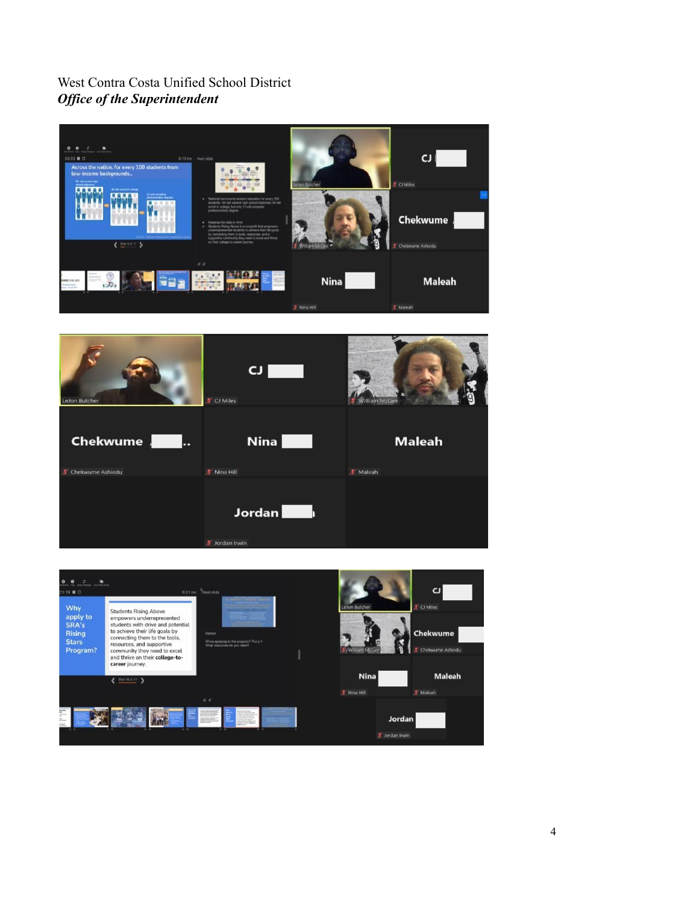West Contra Costa Unified School District

***Office of the Superintendent***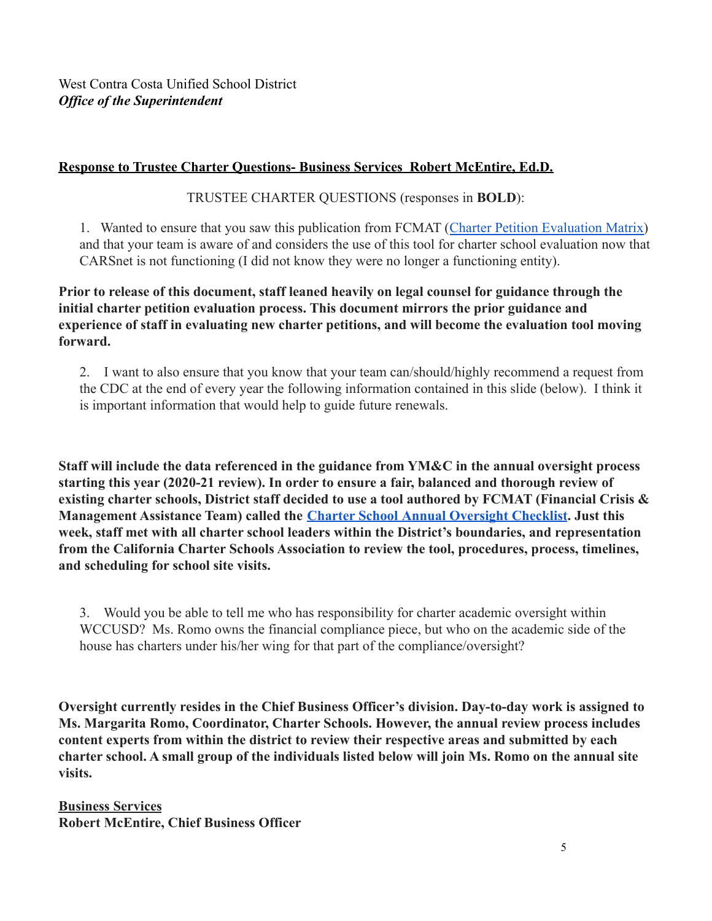West Contra Costa Unified School District
***Office of the Superintendent***

**Response to Trustee Charter Questions- Business Services Robert McEntire, Ed.D.**

TRUSTEE CHARTER QUESTIONS (responses in **BOLD**):

1. Wanted to ensure that you saw this publication from FCMAT ([Charter Petition Evaluation Matrix]) and that your team is aware of and considers the use of this tool for charter school evaluation now that CARSnet is not functioning (I did not know they were no longer a functioning entity).

**Prior to release of this document, staff leaned heavily on legal counsel for guidance through the initial charter petition evaluation process. This document mirrors the prior guidance and experience of staff in evaluating new charter petitions, and will become the evaluation tool moving forward.**

2. I want to also ensure that you know that your team can/should/highly recommend a request from the CDC at the end of every year the following information contained in this slide (below). I think it is important information that would help to guide future renewals.

**Staff will include the data referenced in the guidance from YM&C in the annual oversight process starting this year (2020-21 review). In order to ensure a fair, balanced and thorough review of existing charter schools, District staff decided to use a tool authored by FCMAT (Financial Crisis & Management Assistance Team) called the [Charter School Annual Oversight Checklist]. Just this week, staff met with all charter school leaders within the District's boundaries, and representation from the California Charter Schools Association to review the tool, procedures, process, timelines, and scheduling for school site visits.**

3. Would you be able to tell me who has responsibility for charter academic oversight within WCCUSD? Ms. Romo owns the financial compliance piece, but who on the academic side of the house has charters under his/her wing for that part of the compliance/oversight?

**Oversight currently resides in the Chief Business Officer's division. Day-to-day work is assigned to Ms. Margarita Romo, Coordinator, Charter Schools. However, the annual review process includes content experts from within the district to review their respective areas and submitted by each charter school. A small group of the individuals listed below will join Ms. Romo on the annual site visits.**

**Business Services**
**Robert McEntire, Chief Business Officer**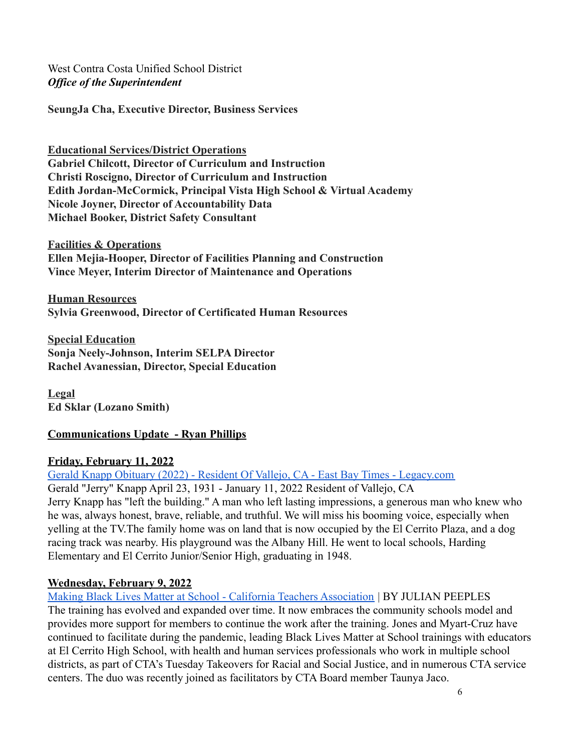West Contra Costa Unified School District
***Office of the Superintendent***

**SeungJa Cha, Executive Director, Business Services**

**Educational Services/District Operations**
**Gabriel Chilcott, Director of Curriculum and Instruction**
**Christi Roscigno, Director of Curriculum and Instruction**
**Edith Jordan-McCormick, Principal Vista High School & Virtual Academy**
**Nicole Joyner, Director of Accountability Data**
**Michael Booker, District Safety Consultant**

**Facilities & Operations**
**Ellen Mejia-Hooper, Director of Facilities Planning and Construction**
**Vince Meyer, Interim Director of Maintenance and Operations**

**Human Resources**
**Sylvia Greenwood, Director of Certificated Human Resources**

**Special Education**
**Sonja Neely-Johnson, Interim SELPA Director**
**Rachel Avanessian, Director, Special Education**

**Legal**
**Ed Sklar (Lozano Smith)**

**Communications Update - Ryan Phillips**

**Friday, February 11, 2022**

Gerald Knapp Obituary (2022) - Resident Of Vallejo, CA - East Bay Times - Legacy.com
Gerald "Jerry" Knapp April 23, 1931 - January 11, 2022 Resident of Vallejo, CA
Jerry Knapp has "left the building." A man who left lasting impressions, a generous man who knew who he was, always honest, brave, reliable, and truthful. We will miss his booming voice, especially when yelling at the TV.The family home was on land that is now occupied by the El Cerrito Plaza, and a dog racing track was nearby. His playground was the Albany Hill. He went to local schools, Harding Elementary and El Cerrito Junior/Senior High, graduating in 1948.

**Wednesday, February 9, 2022**

Making Black Lives Matter at School - California Teachers Association | BY JULIAN PEEPLES
The training has evolved and expanded over time. It now embraces the community schools model and provides more support for members to continue the work after the training. Jones and Myart-Cruz have continued to facilitate during the pandemic, leading Black Lives Matter at School trainings with educators at El Cerrito High School, with health and human services professionals who work in multiple school districts, as part of CTA's Tuesday Takeovers for Racial and Social Justice, and in numerous CTA service centers. The duo was recently joined as facilitators by CTA Board member Taunya Jaco.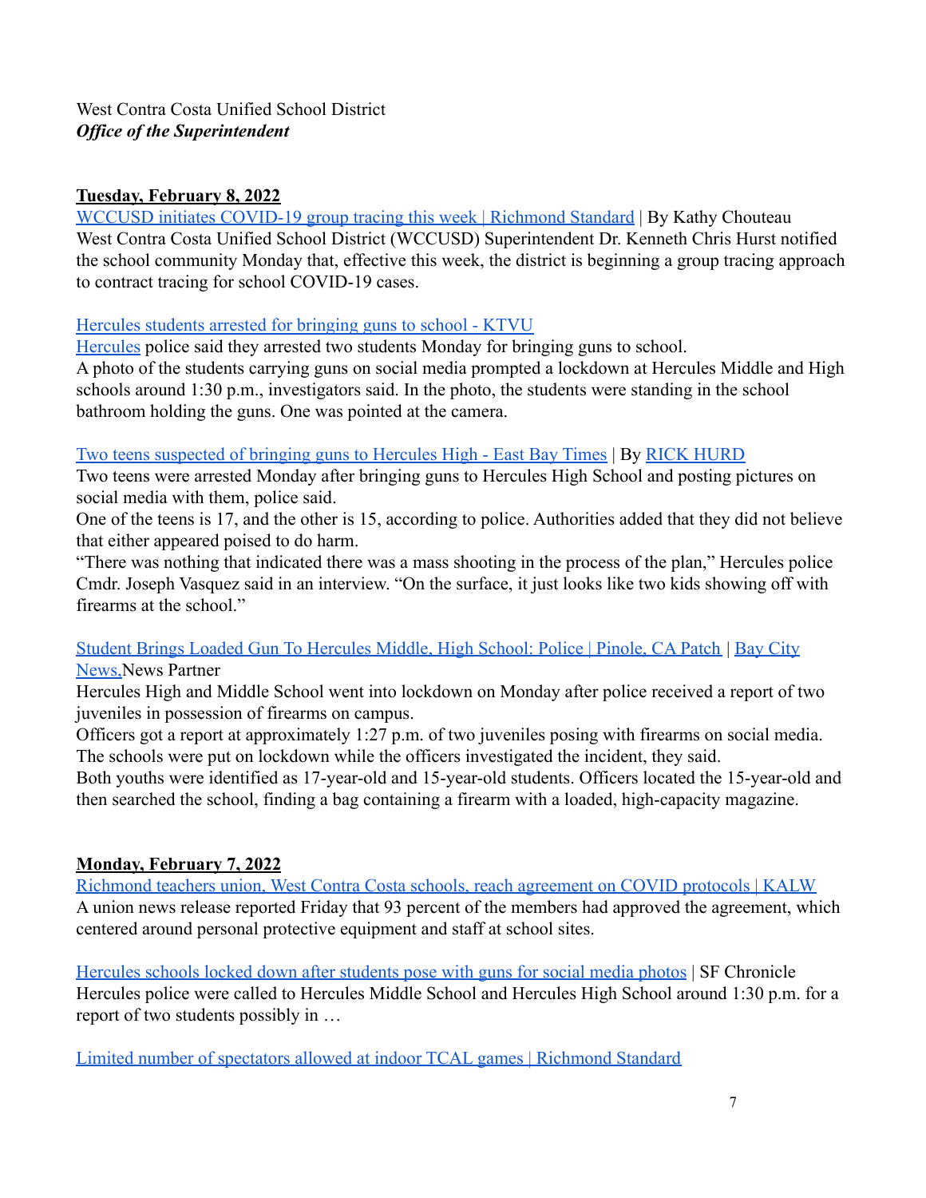West Contra Costa Unified School District
***Office of the Superintendent***

**Tuesday, February 8, 2022**

WCCUSD initiates COVID-19 group tracing this week | Richmond Standard | By Kathy Chouteau
West Contra Costa Unified School District (WCCUSD) Superintendent Dr. Kenneth Chris Hurst notified the school community Monday that, effective this week, the district is beginning a group tracing approach to contract tracing for school COVID-19 cases.

Hercules students arrested for bringing guns to school - KTVU
Hercules police said they arrested two students Monday for bringing guns to school.
A photo of the students carrying guns on social media prompted a lockdown at Hercules Middle and High schools around 1:30 p.m., investigators said. In the photo, the students were standing in the school bathroom holding the guns. One was pointed at the camera.

Two teens suspected of bringing guns to Hercules High - East Bay Times | By RICK HURD
Two teens were arrested Monday after bringing guns to Hercules High School and posting pictures on social media with them, police said.
One of the teens is 17, and the other is 15, according to police. Authorities added that they did not believe that either appeared poised to do harm.
"There was nothing that indicated there was a mass shooting in the process of the plan," Hercules police Cmdr. Joseph Vasquez said in an interview. "On the surface, it just looks like two kids showing off with firearms at the school."

Student Brings Loaded Gun To Hercules Middle, High School: Police | Pinole, CA Patch | Bay City News, News Partner
Hercules High and Middle School went into lockdown on Monday after police received a report of two juveniles in possession of firearms on campus.
Officers got a report at approximately 1:27 p.m. of two juveniles posing with firearms on social media. The schools were put on lockdown while the officers investigated the incident, they said.
Both youths were identified as 17-year-old and 15-year-old students. Officers located the 15-year-old and then searched the school, finding a bag containing a firearm with a loaded, high-capacity magazine.

**Monday, February 7, 2022**

Richmond teachers union, West Contra Costa schools, reach agreement on COVID protocols | KALW
A union news release reported Friday that 93 percent of the members had approved the agreement, which centered around personal protective equipment and staff at school sites.

Hercules schools locked down after students pose with guns for social media photos | SF Chronicle
Hercules police were called to Hercules Middle School and Hercules High School around 1:30 p.m. for a report of two students possibly in …

Limited number of spectators allowed at indoor TCAL games | Richmond Standard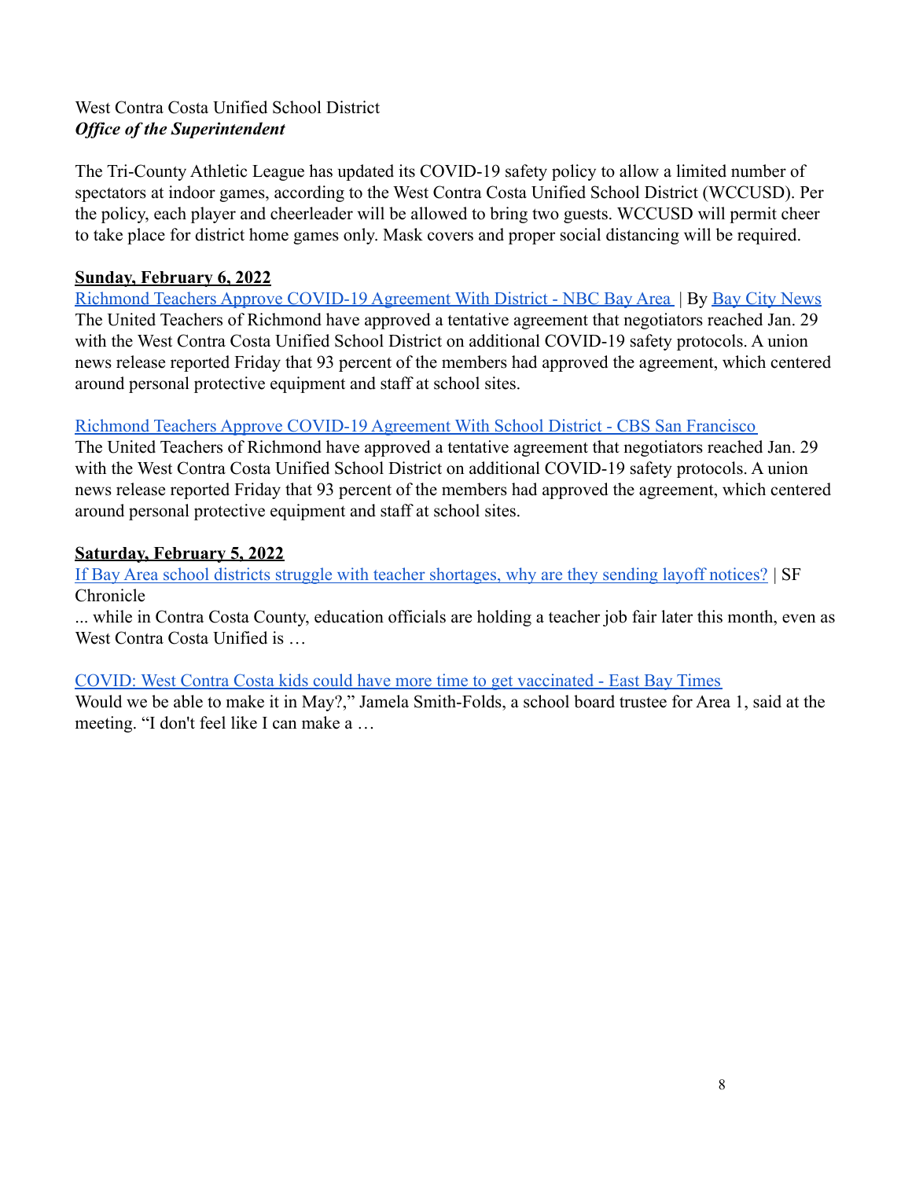West Contra Costa Unified School District
***Office of the Superintendent***

The Tri-County Athletic League has updated its COVID-19 safety policy to allow a limited number of spectators at indoor games, according to the West Contra Costa Unified School District (WCCUSD). Per the policy, each player and cheerleader will be allowed to bring two guests. WCCUSD will permit cheer to take place for district home games only. Mask covers and proper social distancing will be required.

**Sunday, February 6, 2022**

Richmond Teachers Approve COVID-19 Agreement With District - NBC Bay Area | By Bay City News
The United Teachers of Richmond have approved a tentative agreement that negotiators reached Jan. 29 with the West Contra Costa Unified School District on additional COVID-19 safety protocols. A union news release reported Friday that 93 percent of the members had approved the agreement, which centered around personal protective equipment and staff at school sites.

Richmond Teachers Approve COVID-19 Agreement With School District - CBS San Francisco
The United Teachers of Richmond have approved a tentative agreement that negotiators reached Jan. 29 with the West Contra Costa Unified School District on additional COVID-19 safety protocols. A union news release reported Friday that 93 percent of the members had approved the agreement, which centered around personal protective equipment and staff at school sites.

**Saturday, February 5, 2022**

If Bay Area school districts struggle with teacher shortages, why are they sending layoff notices? | SF Chronicle
... while in Contra Costa County, education officials are holding a teacher job fair later this month, even as West Contra Costa Unified is …

COVID: West Contra Costa kids could have more time to get vaccinated - East Bay Times
Would we be able to make it in May?," Jamela Smith-Folds, a school board trustee for Area 1, said at the meeting. "I don't feel like I can make a …